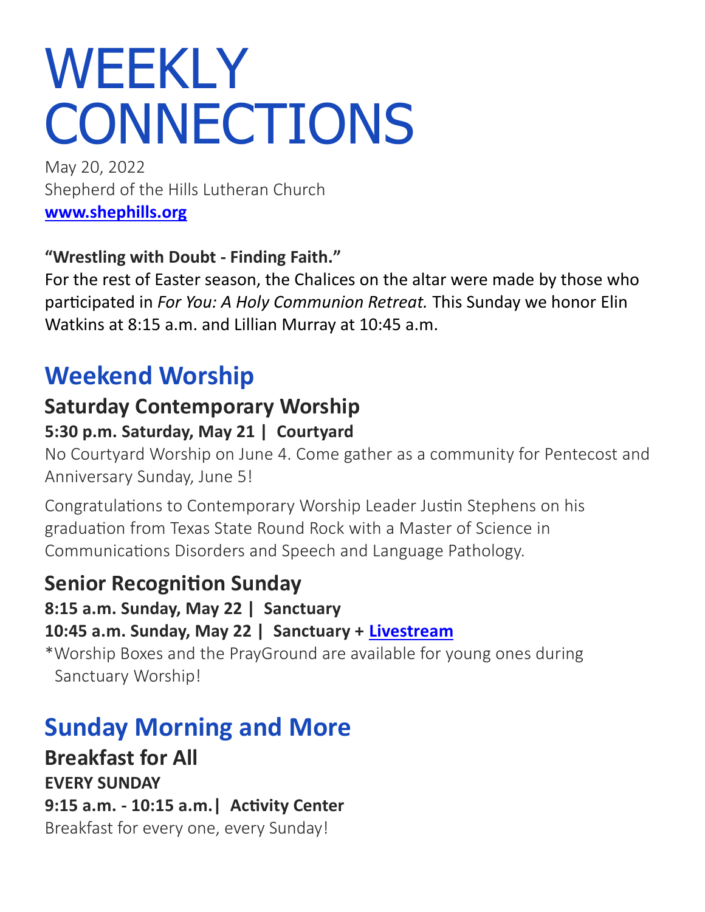# WEEKLY CONNECTIONS

May 20, 2022
Shepherd of the Hills Lutheran Church
**[www.shephills.org](http://www.shephills.org)**

**"Wrestling with Doubt - Finding Faith."**
For the rest of Easter season, the Chalices on the altar were made by those who participated in *For You: A Holy Communion Retreat.* This Sunday we honor Elin Watkins at 8:15 a.m. and Lillian Murray at 10:45 a.m.

## Weekend Worship

### Saturday Contemporary Worship

**5:30 p.m. Saturday, May 21 | Courtyard**

No Courtyard Worship on June 4. Come gather as a community for Pentecost and Anniversary Sunday, June 5!

Congratulations to Contemporary Worship Leader Justin Stephens on his graduation from Texas State Round Rock with a Master of Science in Communications Disorders and Speech and Language Pathology.

### Senior Recognition Sunday

**8:15 a.m. Sunday, May 22 | Sanctuary**
**10:45 a.m. Sunday, May 22 | Sanctuary + Livestream**
*Worship Boxes and the PrayGround are available for young ones during Sanctuary Worship!

## Sunday Morning and More

### Breakfast for All

**EVERY SUNDAY**
**9:15 a.m. - 10:15 a.m.| Activity Center**
Breakfast for every one, every Sunday!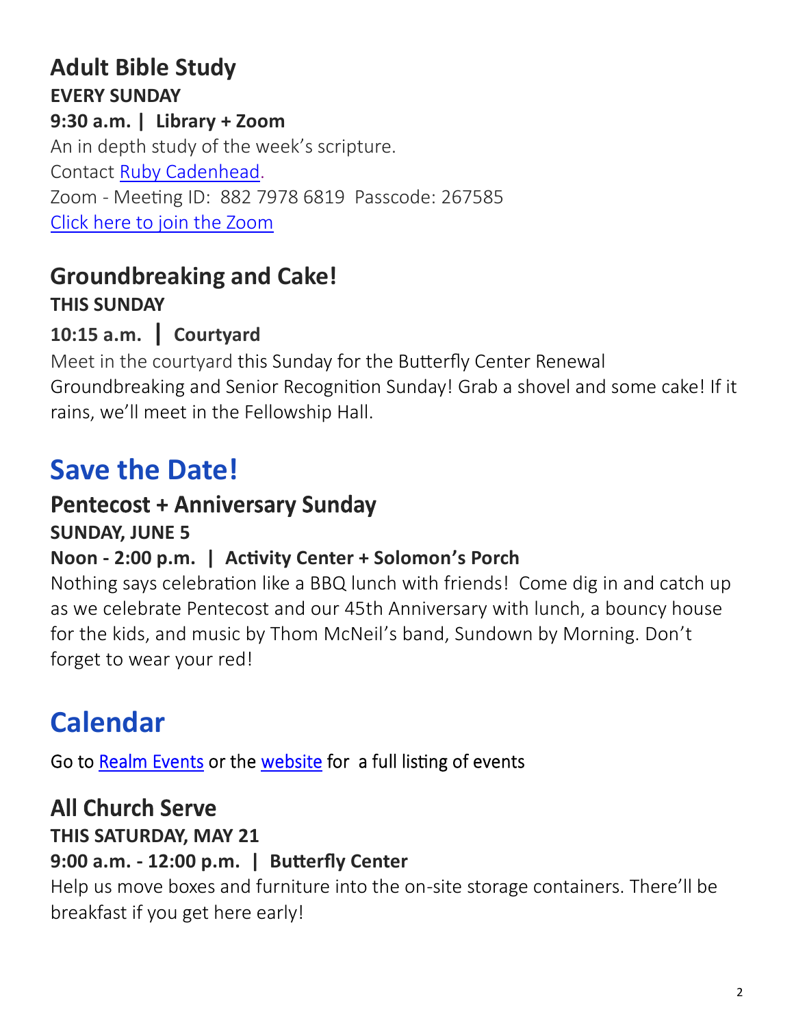## Adult Bible Study

**EVERY SUNDAY**

**9:30 a.m. | Library + Zoom**

An in depth study of the week's scripture.

Contact Ruby Cadenhead.

Zoom - Meeting ID: 882 7978 6819 Passcode: 267585

Click here to join the Zoom

## Groundbreaking and Cake!

**THIS SUNDAY**

**10:15 a.m. | Courtyard**

Meet in the courtyard this Sunday for the Butterfly Center Renewal Groundbreaking and Senior Recognition Sunday! Grab a shovel and some cake! If it rains, we'll meet in the Fellowship Hall.

# Save the Date!

## Pentecost + Anniversary Sunday

**SUNDAY, JUNE 5**

**Noon - 2:00 p.m. | Activity Center + Solomon's Porch**

Nothing says celebration like a BBQ lunch with friends! Come dig in and catch up as we celebrate Pentecost and our 45th Anniversary with lunch, a bouncy house for the kids, and music by Thom McNeil's band, Sundown by Morning. Don't forget to wear your red!

# Calendar

Go to Realm Events or the website for a full listing of events

## All Church Serve

**THIS SATURDAY, MAY 21**

**9:00 a.m. - 12:00 p.m. | Butterfly Center**

Help us move boxes and furniture into the on-site storage containers. There'll be breakfast if you get here early!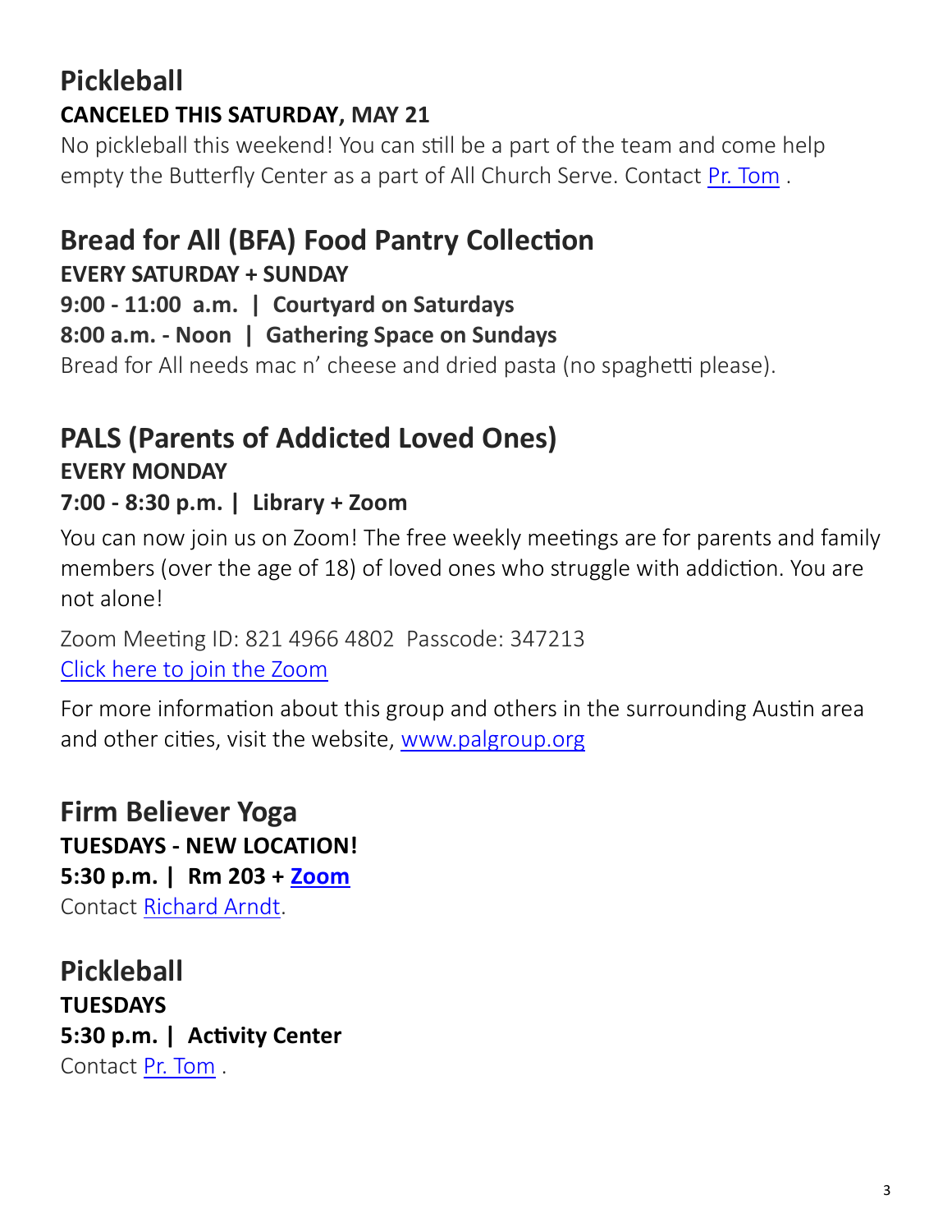## Pickleball

**CANCELED THIS SATURDAY, MAY 21**

No pickleball this weekend! You can still be a part of the team and come help empty the Butterfly Center as a part of All Church Serve. Contact Pr. Tom .

## Bread for All (BFA) Food Pantry Collection

**EVERY SATURDAY + SUNDAY**

**9:00 - 11:00 a.m. | Courtyard on Saturdays**

**8:00 a.m. - Noon | Gathering Space on Sundays**

Bread for All needs mac n' cheese and dried pasta (no spaghetti please).

## PALS (Parents of Addicted Loved Ones)

**EVERY MONDAY**

**7:00 - 8:30 p.m. | Library + Zoom**

You can now join us on Zoom! The free weekly meetings are for parents and family members (over the age of 18) of loved ones who struggle with addiction. You are not alone!

Zoom Meeting ID: 821 4966 4802 Passcode: 347213

Click here to join the Zoom

For more information about this group and others in the surrounding Austin area and other cities, visit the website, www.palgroup.org

## Firm Believer Yoga

**TUESDAYS - NEW LOCATION!**

**5:30 p.m. | Rm 203 + Zoom**

Contact Richard Arndt.

## Pickleball

**TUESDAYS**

**5:30 p.m. | Activity Center**

Contact Pr. Tom .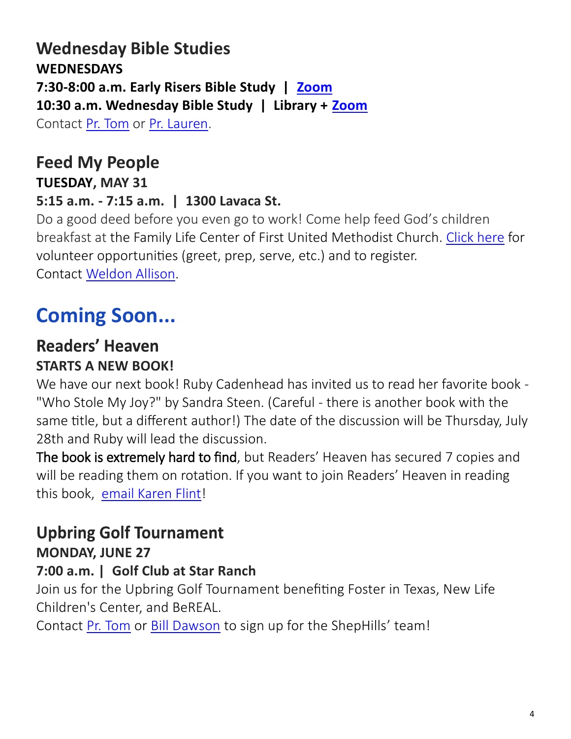## Wednesday Bible Studies

**WEDNESDAYS**

**7:30-8:00 a.m. Early Risers Bible Study | Zoom**

**10:30 a.m. Wednesday Bible Study | Library + Zoom**

Contact Pr. Tom or Pr. Lauren.

## Feed My People

**TUESDAY, MAY 31**

**5:15 a.m. - 7:15 a.m. | 1300 Lavaca St.**

Do a good deed before you even go to work! Come help feed God's children breakfast at the Family Life Center of First United Methodist Church. Click here for volunteer opportunities (greet, prep, serve, etc.) and to register.
Contact Weldon Allison.

# Coming Soon...

## Readers' Heaven

**STARTS A NEW BOOK!**

We have our next book! Ruby Cadenhead has invited us to read her favorite book - "Who Stole My Joy?" by Sandra Steen. (Careful - there is another book with the same title, but a different author!) The date of the discussion will be Thursday, July 28th and Ruby will lead the discussion.

The book is extremely hard to find, but Readers' Heaven has secured 7 copies and will be reading them on rotation. If you want to join Readers' Heaven in reading this book, email Karen Flint!

## Upbring Golf Tournament

**MONDAY, JUNE 27**

**7:00 a.m. | Golf Club at Star Ranch**

Join us for the Upbring Golf Tournament benefiting Foster in Texas, New Life Children's Center, and BeREAL.
Contact Pr. Tom or Bill Dawson to sign up for the ShepHills' team!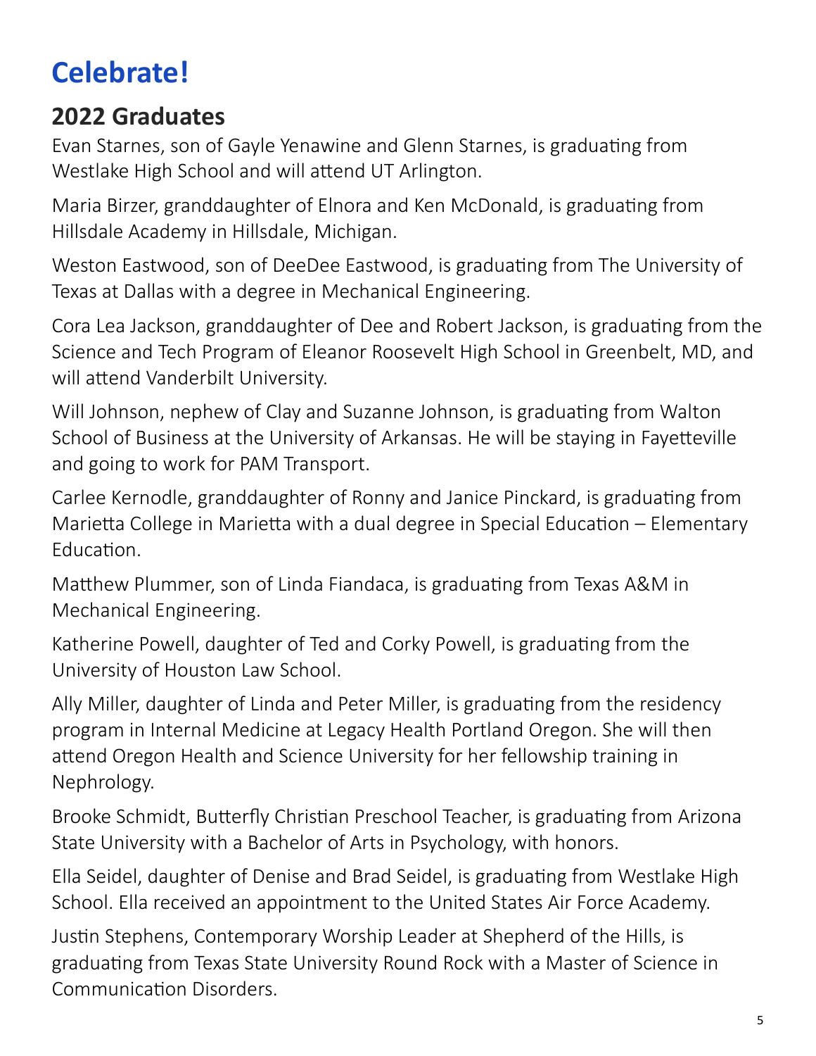# Celebrate!

## 2022 Graduates

Evan Starnes, son of Gayle Yenawine and Glenn Starnes, is graduating from Westlake High School and will attend UT Arlington.

Maria Birzer, granddaughter of Elnora and Ken McDonald, is graduating from Hillsdale Academy in Hillsdale, Michigan.

Weston Eastwood, son of DeeDee Eastwood, is graduating from The University of Texas at Dallas with a degree in Mechanical Engineering.

Cora Lea Jackson, granddaughter of Dee and Robert Jackson, is graduating from the Science and Tech Program of Eleanor Roosevelt High School in Greenbelt, MD, and will attend Vanderbilt University.

Will Johnson, nephew of Clay and Suzanne Johnson, is graduating from Walton School of Business at the University of Arkansas. He will be staying in Fayetteville and going to work for PAM Transport.

Carlee Kernodle, granddaughter of Ronny and Janice Pinckard, is graduating from Marietta College in Marietta with a dual degree in Special Education – Elementary Education.

Matthew Plummer, son of Linda Fiandaca, is graduating from Texas A&M in Mechanical Engineering.

Katherine Powell, daughter of Ted and Corky Powell, is graduating from the University of Houston Law School.

Ally Miller, daughter of Linda and Peter Miller, is graduating from the residency program in Internal Medicine at Legacy Health Portland Oregon. She will then attend Oregon Health and Science University for her fellowship training in Nephrology.

Brooke Schmidt, Butterfly Christian Preschool Teacher, is graduating from Arizona State University with a Bachelor of Arts in Psychology, with honors.

Ella Seidel, daughter of Denise and Brad Seidel, is graduating from Westlake High School. Ella received an appointment to the United States Air Force Academy.

Justin Stephens, Contemporary Worship Leader at Shepherd of the Hills, is graduating from Texas State University Round Rock with a Master of Science in Communication Disorders.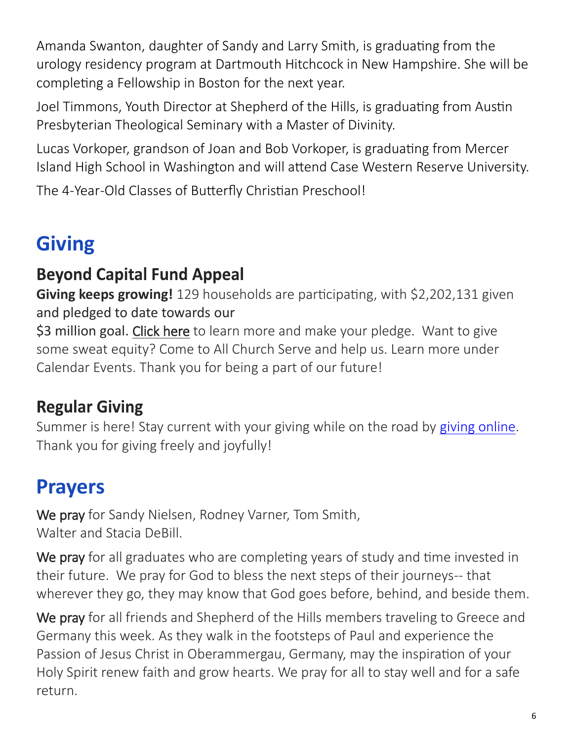Amanda Swanton, daughter of Sandy and Larry Smith, is graduating from the urology residency program at Dartmouth Hitchcock in New Hampshire. She will be completing a Fellowship in Boston for the next year.

Joel Timmons, Youth Director at Shepherd of the Hills, is graduating from Austin Presbyterian Theological Seminary with a Master of Divinity.

Lucas Vorkoper, grandson of Joan and Bob Vorkoper, is graduating from Mercer Island High School in Washington and will attend Case Western Reserve University.

The 4-Year-Old Classes of Butterfly Christian Preschool!

# Giving

## Beyond Capital Fund Appeal

**Giving keeps growing!** 129 households are participating, with $2,202,131 given and pledged to date towards our $3 million goal. Click here to learn more and make your pledge. Want to give some sweat equity? Come to All Church Serve and help us. Learn more under Calendar Events. Thank you for being a part of our future!

## Regular Giving

Summer is here! Stay current with your giving while on the road by giving online. Thank you for giving freely and joyfully!

# Prayers

We pray for Sandy Nielsen, Rodney Varner, Tom Smith, Walter and Stacia DeBill.

We pray for all graduates who are completing years of study and time invested in their future. We pray for God to bless the next steps of their journeys-- that wherever they go, they may know that God goes before, behind, and beside them.

We pray for all friends and Shepherd of the Hills members traveling to Greece and Germany this week. As they walk in the footsteps of Paul and experience the Passion of Jesus Christ in Oberammergau, Germany, may the inspiration of your Holy Spirit renew faith and grow hearts. We pray for all to stay well and for a safe return.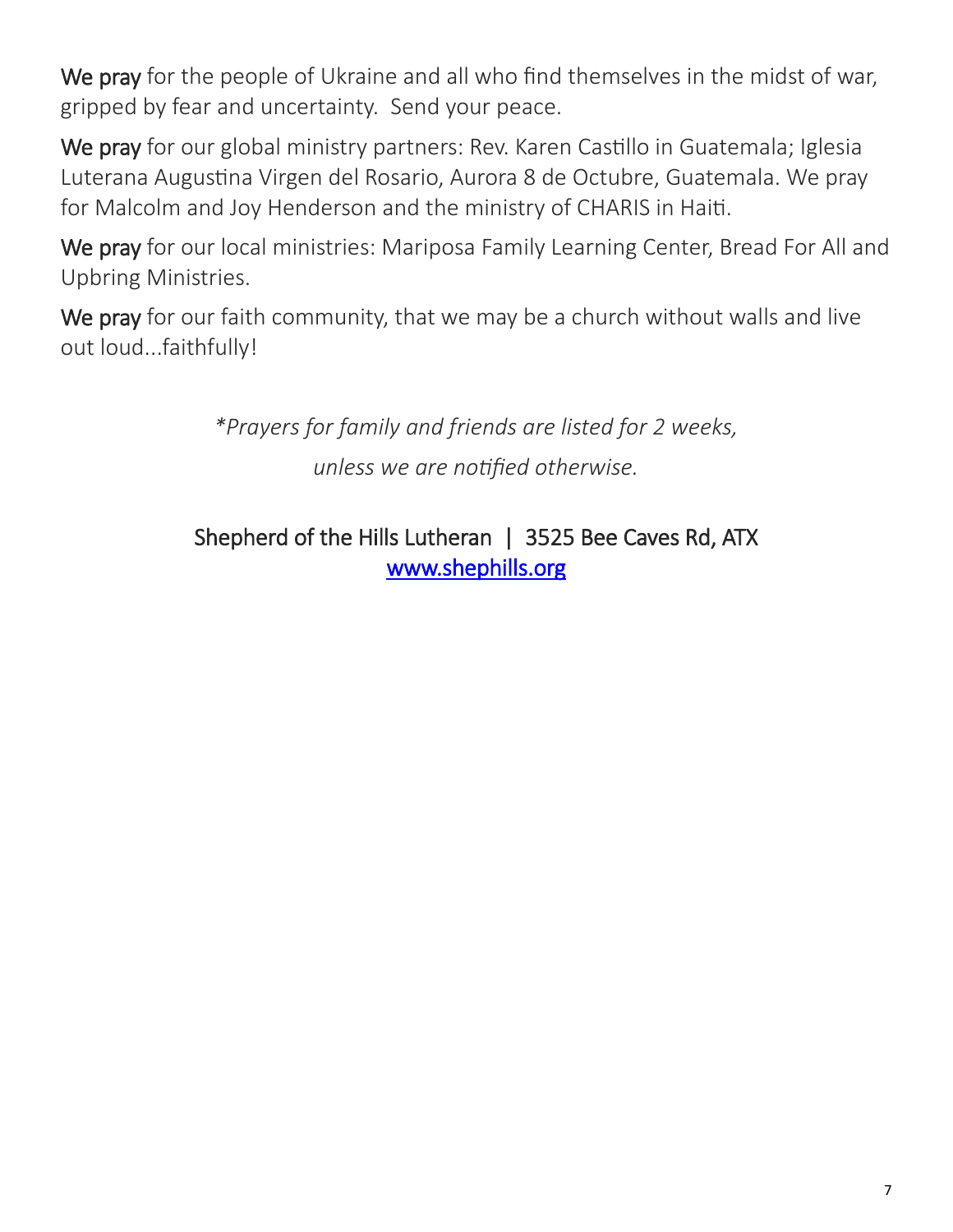**We pray** for the people of Ukraine and all who find themselves in the midst of war, gripped by fear and uncertainty. Send your peace.

**We pray** for our global ministry partners: Rev. Karen Castillo in Guatemala; Iglesia Luterana Augustina Virgen del Rosario, Aurora 8 de Octubre, Guatemala. We pray for Malcolm and Joy Henderson and the ministry of CHARIS in Haiti.

**We pray** for our local ministries: Mariposa Family Learning Center, Bread For All and Upbring Ministries.

**We pray** for our faith community, that we may be a church without walls and live out loud...faithfully!

*\*Prayers for family and friends are listed for 2 weeks,*

*unless we are notified otherwise.*

Shepherd of the Hills Lutheran | 3525 Bee Caves Rd, ATX
[www.shephills.org](http://www.shephills.org)